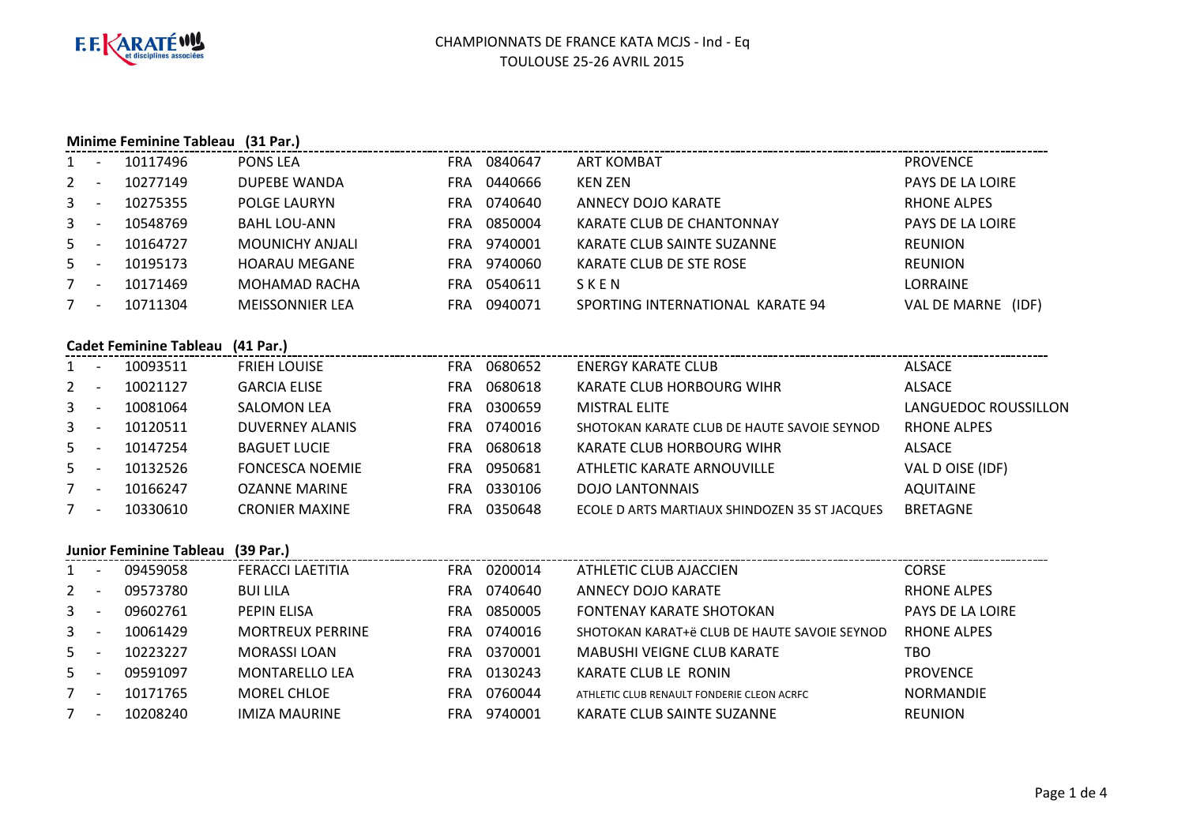CHAMPIONNATS DE FRANCE KATA MCJS - Ind - Eq
TOULOUSE 25-26 AVRIL 2015

### Minime Feminine Tableau (31 Par.)

| | | | | | | | |
|---|---|---|---|---|---|---|---|
| 1 | - | 10117496 | PONS LEA | FRA | 0840647 | ART KOMBAT | PROVENCE |
| 2 | - | 10277149 | DUPEBE WANDA | FRA | 0440666 | KEN ZEN | PAYS DE LA LOIRE |
| 3 | - | 10275355 | POLGE LAURYN | FRA | 0740640 | ANNECY DOJO KARATE | RHONE ALPES |
| 3 | - | 10548769 | BAHL LOU-ANN | FRA | 0850004 | KARATE CLUB DE CHANTONNAY | PAYS DE LA LOIRE |
| 5 | - | 10164727 | MOUNICHY ANJALI | FRA | 9740001 | KARATE CLUB SAINTE SUZANNE | REUNION |
| 5 | - | 10195173 | HOARAU MEGANE | FRA | 9740060 | KARATE CLUB DE STE ROSE | REUNION |
| 7 | - | 10171469 | MOHAMAD RACHA | FRA | 0540611 | S K E N | LORRAINE |
| 7 | - | 10711304 | MEISSONNIER LEA | FRA | 0940071 | SPORTING INTERNATIONAL KARATE 94 | VAL DE MARNE (IDF) |

### Cadet Feminine Tableau (41 Par.)

| | | | | | | | |
|---|---|---|---|---|---|---|---|
| 1 | - | 10093511 | FRIEH LOUISE | FRA | 0680652 | ENERGY KARATE CLUB | ALSACE |
| 2 | - | 10021127 | GARCIA ELISE | FRA | 0680618 | KARATE CLUB HORBOURG WIHR | ALSACE |
| 3 | - | 10081064 | SALOMON LEA | FRA | 0300659 | MISTRAL ELITE | LANGUEDOC ROUSSILLON |
| 3 | - | 10120511 | DUVERNEY ALANIS | FRA | 0740016 | SHOTOKAN KARATE CLUB DE HAUTE SAVOIE SEYNOD | RHONE ALPES |
| 5 | - | 10147254 | BAGUET LUCIE | FRA | 0680618 | KARATE CLUB HORBOURG WIHR | ALSACE |
| 5 | - | 10132526 | FONCESCA NOEMIE | FRA | 0950681 | ATHLETIC KARATE ARNOUVILLE | VAL D OISE (IDF) |
| 7 | - | 10166247 | OZANNE MARINE | FRA | 0330106 | DOJO LANTONNAIS | AQUITAINE |
| 7 | - | 10330610 | CRONIER MAXINE | FRA | 0350648 | ECOLE D ARTS MARTIAUX SHINDOZEN 35 ST JACQUES | BRETAGNE |

### Junior Feminine Tableau (39 Par.)

| | | | | | | | |
|---|---|---|---|---|---|---|---|
| 1 | - | 09459058 | FERACCI LAETITIA | FRA | 0200014 | ATHLETIC CLUB AJACCIEN | CORSE |
| 2 | - | 09573780 | BUI LILA | FRA | 0740640 | ANNECY DOJO KARATE | RHONE ALPES |
| 3 | - | 09602761 | PEPIN ELISA | FRA | 0850005 | FONTENAY KARATE SHOTOKAN | PAYS DE LA LOIRE |
| 3 | - | 10061429 | MORTREUX PERRINE | FRA | 0740016 | SHOTOKAN KARAT+ë CLUB DE HAUTE SAVOIE SEYNOD | RHONE ALPES |
| 5 | - | 10223227 | MORASSI LOAN | FRA | 0370001 | MABUSHI VEIGNE CLUB KARATE | TBO |
| 5 | - | 09591097 | MONTARELLO LEA | FRA | 0130243 | KARATE CLUB LE RONIN | PROVENCE |
| 7 | - | 10171765 | MOREL CHLOE | FRA | 0760044 | ATHLETIC CLUB RENAULT FONDERIE CLEON ACRFC | NORMANDIE |
| 7 | - | 10208240 | IMIZA MAURINE | FRA | 9740001 | KARATE CLUB SAINTE SUZANNE | REUNION |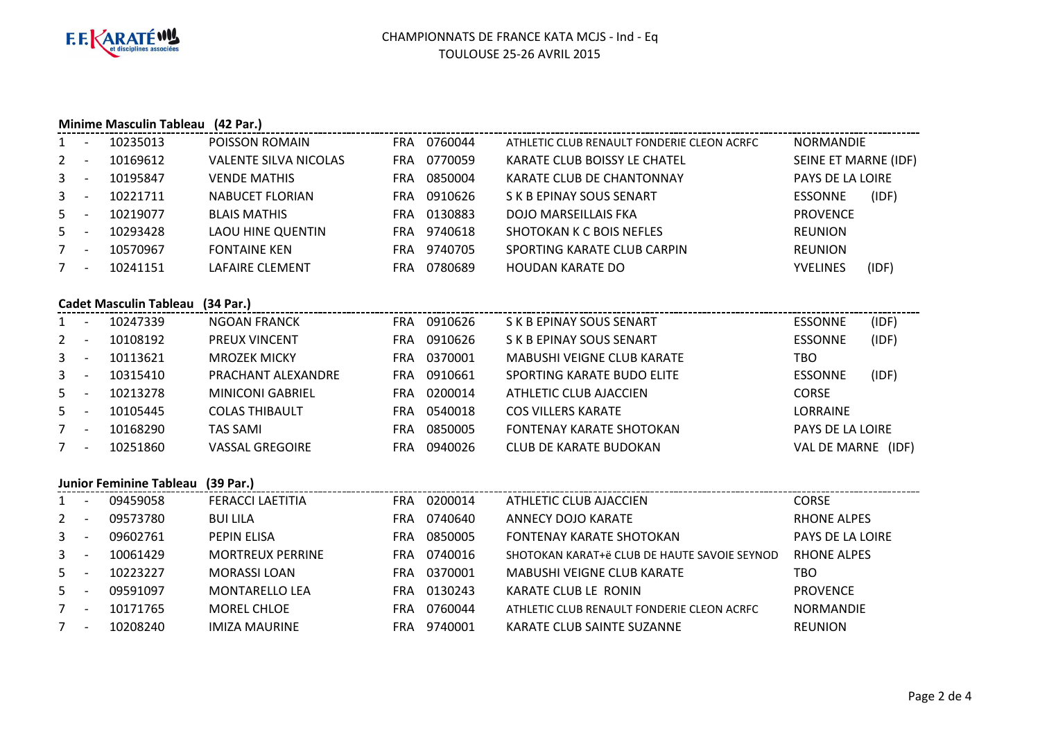F.F. KARATÉ et disciplines associées

CHAMPIONNATS DE FRANCE KATA MCJS - Ind - Eq
TOULOUSE 25-26 AVRIL 2015

**Minime Masculin Tableau (42 Par.)**

| Rang | | Licence | Nom | Pays | Club N° | Club | Ligue |
|---|---|---|---|---|---|---|---|
| 1 | - | 10235013 | POISSON ROMAIN | FRA | 0760044 | ATHLETIC CLUB RENAULT FONDERIE CLEON ACRFC | NORMANDIE |
| 2 | - | 10169612 | VALENTE SILVA NICOLAS | FRA | 0770059 | KARATE CLUB BOISSY LE CHATEL | SEINE ET MARNE (IDF) |
| 3 | - | 10195847 | VENDE MATHIS | FRA | 0850004 | KARATE CLUB DE CHANTONNAY | PAYS DE LA LOIRE |
| 3 | - | 10221711 | NABUCET FLORIAN | FRA | 0910626 | S K B EPINAY SOUS SENART | ESSONNE (IDF) |
| 5 | - | 10219077 | BLAIS MATHIS | FRA | 0130883 | DOJO MARSEILLAIS FKA | PROVENCE |
| 5 | - | 10293428 | LAOU HINE QUENTIN | FRA | 9740618 | SHOTOKAN K C BOIS NEFLES | REUNION |
| 7 | - | 10570967 | FONTAINE KEN | FRA | 9740705 | SPORTING KARATE CLUB CARPIN | REUNION |
| 7 | - | 10241151 | LAFAIRE CLEMENT | FRA | 0780689 | HOUDAN KARATE DO | YVELINES (IDF) |

**Cadet Masculin Tableau (34 Par.)**

| Rang | | Licence | Nom | Pays | Club N° | Club | Ligue |
|---|---|---|---|---|---|---|---|
| 1 | - | 10247339 | NGOAN FRANCK | FRA | 0910626 | S K B EPINAY SOUS SENART | ESSONNE (IDF) |
| 2 | - | 10108192 | PREUX VINCENT | FRA | 0910626 | S K B EPINAY SOUS SENART | ESSONNE (IDF) |
| 3 | - | 10113621 | MROZEK MICKY | FRA | 0370001 | MABUSHI VEIGNE CLUB KARATE | TBO |
| 3 | - | 10315410 | PRACHANT ALEXANDRE | FRA | 0910661 | SPORTING KARATE BUDO ELITE | ESSONNE (IDF) |
| 5 | - | 10213278 | MINICONI GABRIEL | FRA | 0200014 | ATHLETIC CLUB AJACCIEN | CORSE |
| 5 | - | 10105445 | COLAS THIBAULT | FRA | 0540018 | COS VILLERS KARATE | LORRAINE |
| 7 | - | 10168290 | TAS SAMI | FRA | 0850005 | FONTENAY KARATE SHOTOKAN | PAYS DE LA LOIRE |
| 7 | - | 10251860 | VASSAL GREGOIRE | FRA | 0940026 | CLUB DE KARATE BUDOKAN | VAL DE MARNE (IDF) |

**Junior Feminine Tableau (39 Par.)**

| Rang | | Licence | Nom | Pays | Club N° | Club | Ligue |
|---|---|---|---|---|---|---|---|
| 1 | - | 09459058 | FERACCI LAETITIA | FRA | 0200014 | ATHLETIC CLUB AJACCIEN | CORSE |
| 2 | - | 09573780 | BUI LILA | FRA | 0740640 | ANNECY DOJO KARATE | RHONE ALPES |
| 3 | - | 09602761 | PEPIN ELISA | FRA | 0850005 | FONTENAY KARATE SHOTOKAN | PAYS DE LA LOIRE |
| 3 | - | 10061429 | MORTREUX PERRINE | FRA | 0740016 | SHOTOKAN KARAT+ë CLUB DE HAUTE SAVOIE SEYNOD | RHONE ALPES |
| 5 | - | 10223227 | MORASSI LOAN | FRA | 0370001 | MABUSHI VEIGNE CLUB KARATE | TBO |
| 5 | - | 09591097 | MONTARELLO LEA | FRA | 0130243 | KARATE CLUB LE RONIN | PROVENCE |
| 7 | - | 10171765 | MOREL CHLOE | FRA | 0760044 | ATHLETIC CLUB RENAULT FONDERIE CLEON ACRFC | NORMANDIE |
| 7 | - | 10208240 | IMIZA MAURINE | FRA | 9740001 | KARATE CLUB SAINTE SUZANNE | REUNION |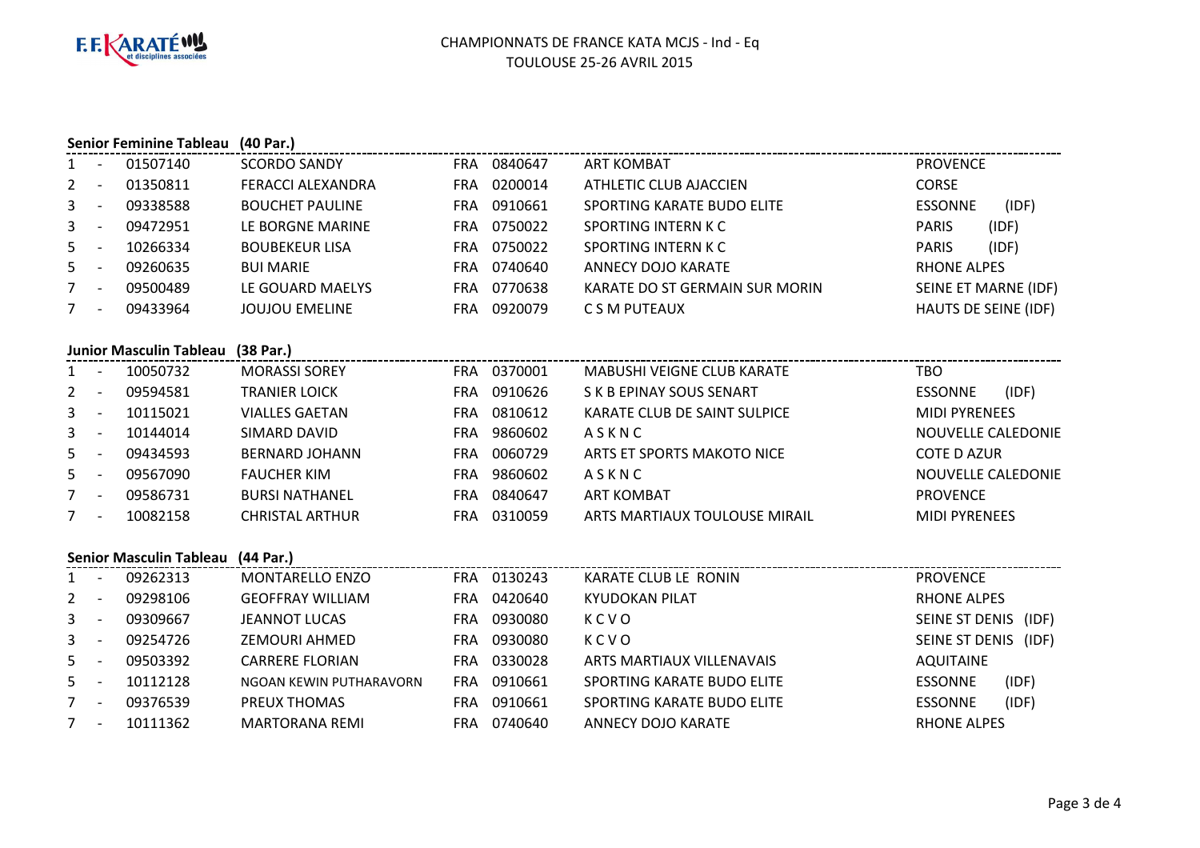F.F. KARATÉ et disciplines associées

# CHAMPIONNATS DE FRANCE KATA MCJS - Ind - Eq
## TOULOUSE 25-26 AVRIL 2015

### Senior Feminine Tableau (40 Par.)

| | | | | | | | |
|---|---|---|---|---|---|---|---|
| 1 | - | 01507140 | SCORDO SANDY | FRA | 0840647 | ART KOMBAT | PROVENCE |
| 2 | - | 01350811 | FERACCI ALEXANDRA | FRA | 0200014 | ATHLETIC CLUB AJACCIEN | CORSE |
| 3 | - | 09338588 | BOUCHET PAULINE | FRA | 0910661 | SPORTING KARATE BUDO ELITE | ESSONNE (IDF) |
| 3 | - | 09472951 | LE BORGNE MARINE | FRA | 0750022 | SPORTING INTERN K C | PARIS (IDF) |
| 5 | - | 10266334 | BOUBEKEUR LISA | FRA | 0750022 | SPORTING INTERN K C | PARIS (IDF) |
| 5 | - | 09260635 | BUI MARIE | FRA | 0740640 | ANNECY DOJO KARATE | RHONE ALPES |
| 7 | - | 09500489 | LE GOUARD MAELYS | FRA | 0770638 | KARATE DO ST GERMAIN SUR MORIN | SEINE ET MARNE (IDF) |
| 7 | - | 09433964 | JOUJOU EMELINE | FRA | 0920079 | C S M PUTEAUX | HAUTS DE SEINE (IDF) |

### Junior Masculin Tableau (38 Par.)

| | | | | | | | |
|---|---|---|---|---|---|---|---|
| 1 | - | 10050732 | MORASSI SOREY | FRA | 0370001 | MABUSHI VEIGNE CLUB KARATE | TBO |
| 2 | - | 09594581 | TRANIER LOICK | FRA | 0910626 | S K B EPINAY SOUS SENART | ESSONNE (IDF) |
| 3 | - | 10115021 | VIALLES GAETAN | FRA | 0810612 | KARATE CLUB DE SAINT SULPICE | MIDI PYRENEES |
| 3 | - | 10144014 | SIMARD DAVID | FRA | 9860602 | A S K N C | NOUVELLE CALEDONIE |
| 5 | - | 09434593 | BERNARD JOHANN | FRA | 0060729 | ARTS ET SPORTS MAKOTO NICE | COTE D AZUR |
| 5 | - | 09567090 | FAUCHER KIM | FRA | 9860602 | A S K N C | NOUVELLE CALEDONIE |
| 7 | - | 09586731 | BURSI NATHANEL | FRA | 0840647 | ART KOMBAT | PROVENCE |
| 7 | - | 10082158 | CHRISTAL ARTHUR | FRA | 0310059 | ARTS MARTIAUX TOULOUSE MIRAIL | MIDI PYRENEES |

### Senior Masculin Tableau (44 Par.)

| | | | | | | | |
|---|---|---|---|---|---|---|---|
| 1 | - | 09262313 | MONTARELLO ENZO | FRA | 0130243 | KARATE CLUB LE RONIN | PROVENCE |
| 2 | - | 09298106 | GEOFFRAY WILLIAM | FRA | 0420640 | KYUDOKAN PILAT | RHONE ALPES |
| 3 | - | 09309667 | JEANNOT LUCAS | FRA | 0930080 | K C V O | SEINE ST DENIS (IDF) |
| 3 | - | 09254726 | ZEMOURI AHMED | FRA | 0930080 | K C V O | SEINE ST DENIS (IDF) |
| 5 | - | 09503392 | CARRERE FLORIAN | FRA | 0330028 | ARTS MARTIAUX VILLENAVAIS | AQUITAINE |
| 5 | - | 10112128 | NGOAN KEWIN PUTHARAVORN | FRA | 0910661 | SPORTING KARATE BUDO ELITE | ESSONNE (IDF) |
| 7 | - | 09376539 | PREUX THOMAS | FRA | 0910661 | SPORTING KARATE BUDO ELITE | ESSONNE (IDF) |
| 7 | - | 10111362 | MARTORANA REMI | FRA | 0740640 | ANNECY DOJO KARATE | RHONE ALPES |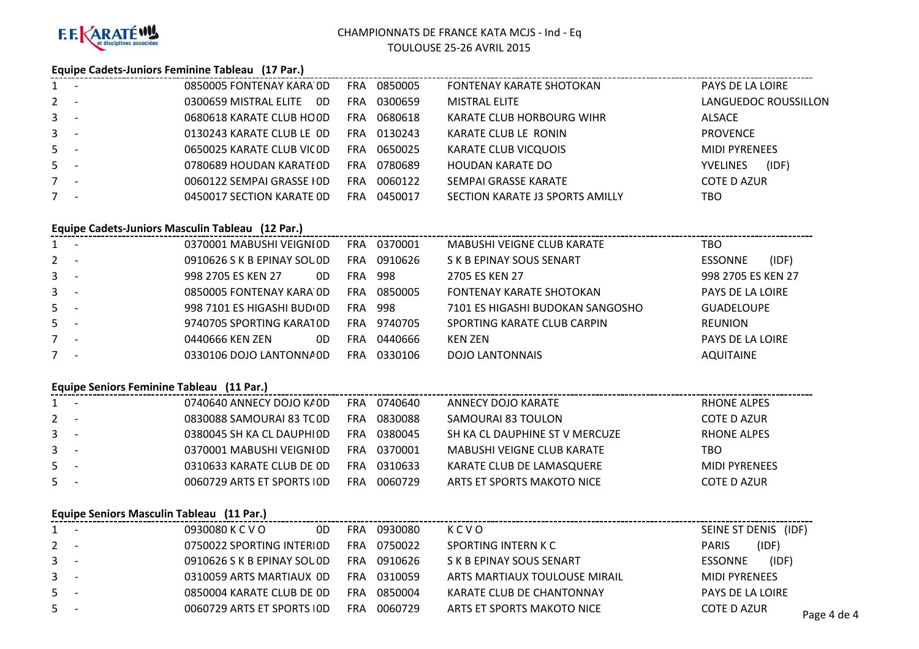F.F.KARATÉ et disciplines associées

CHAMPIONNATS DE FRANCE KATA MCJS - Ind - Eq

TOULOUSE 25-26 AVRIL 2015

### Equipe Cadets-Juniors Feminine Tableau (17 Par.)

| | | | | | | |
|---|---|---|---|---|---|---|
| 1 | - | 0850005 FONTENAY KARA 0D | FRA | 0850005 | FONTENAY KARATE SHOTOKAN | PAYS DE LA LOIRE |
| 2 | - | 0300659 MISTRAL ELITE 0D | FRA | 0300659 | MISTRAL ELITE | LANGUEDOC ROUSSILLON |
| 3 | - | 0680618 KARATE CLUB HO 0D | FRA | 0680618 | KARATE CLUB HORBOURG WIHR | ALSACE |
| 3 | - | 0130243 KARATE CLUB LE 0D | FRA | 0130243 | KARATE CLUB LE RONIN | PROVENCE |
| 5 | - | 0650025 KARATE CLUB VIC 0D | FRA | 0650025 | KARATE CLUB VICQUOIS | MIDI PYRENEES |
| 5 | - | 0780689 HOUDAN KARATE 0D | FRA | 0780689 | HOUDAN KARATE DO | YVELINES (IDF) |
| 7 | - | 0060122 SEMPAI GRASSE I 0D | FRA | 0060122 | SEMPAI GRASSE KARATE | COTE D AZUR |
| 7 | - | 0450017 SECTION KARATE 0D | FRA | 0450017 | SECTION KARATE J3 SPORTS AMILLY | TBO |

### Equipe Cadets-Juniors Masculin Tableau (12 Par.)

| | | | | | | |
|---|---|---|---|---|---|---|
| 1 | - | 0370001 MABUSHI VEIGNI 0D | FRA | 0370001 | MABUSHI VEIGNE CLUB KARATE | TBO |
| 2 | - | 0910626 S K B EPINAY SOL 0D | FRA | 0910626 | S K B EPINAY SOUS SENART | ESSONNE (IDF) |
| 3 | - | 998 2705 ES KEN 27 0D | FRA | 998 | 2705 ES KEN 27 | 998 2705 ES KEN 27 |
| 3 | - | 0850005 FONTENAY KARA 0D | FRA | 0850005 | FONTENAY KARATE SHOTOKAN | PAYS DE LA LOIRE |
| 5 | - | 998 7101 ES HIGASHI BUD 0D | FRA | 998 | 7101 ES HIGASHI BUDOKAN SANGOSHO | GUADELOUPE |
| 5 | - | 9740705 SPORTING KARAT 0D | FRA | 9740705 | SPORTING KARATE CLUB CARPIN | REUNION |
| 7 | - | 0440666 KEN ZEN 0D | FRA | 0440666 | KEN ZEN | PAYS DE LA LOIRE |
| 7 | - | 0330106 DOJO LANTONNA 0D | FRA | 0330106 | DOJO LANTONNAIS | AQUITAINE |

### Equipe Seniors Feminine Tableau (11 Par.)

| | | | | | | |
|---|---|---|---|---|---|---|
| 1 | - | 0740640 ANNECY DOJO KA 0D | FRA | 0740640 | ANNECY DOJO KARATE | RHONE ALPES |
| 2 | - | 0830088 SAMOURAI 83 TC 0D | FRA | 0830088 | SAMOURAI 83 TOULON | COTE D AZUR |
| 3 | - | 0380045 SH KA CL DAUPHI 0D | FRA | 0380045 | SH KA CL DAUPHINE ST V MERCUZE | RHONE ALPES |
| 3 | - | 0370001 MABUSHI VEIGNI 0D | FRA | 0370001 | MABUSHI VEIGNE CLUB KARATE | TBO |
| 5 | - | 0310633 KARATE CLUB DE 0D | FRA | 0310633 | KARATE CLUB DE LAMASQUERE | MIDI PYRENEES |
| 5 | - | 0060729 ARTS ET SPORTS I 0D | FRA | 0060729 | ARTS ET SPORTS MAKOTO NICE | COTE D AZUR |

### Equipe Seniors Masculin Tableau (11 Par.)

| | | | | | | |
|---|---|---|---|---|---|---|
| 1 | - | 0930080 K C V O 0D | FRA | 0930080 | K C V O | SEINE ST DENIS (IDF) |
| 2 | - | 0750022 SPORTING INTERI 0D | FRA | 0750022 | SPORTING INTERN K C | PARIS (IDF) |
| 3 | - | 0910626 S K B EPINAY SOL 0D | FRA | 0910626 | S K B EPINAY SOUS SENART | ESSONNE (IDF) |
| 3 | - | 0310059 ARTS MARTIAUX 0D | FRA | 0310059 | ARTS MARTIAUX TOULOUSE MIRAIL | MIDI PYRENEES |
| 5 | - | 0850004 KARATE CLUB DE 0D | FRA | 0850004 | KARATE CLUB DE CHANTONNAY | PAYS DE LA LOIRE |
| 5 | - | 0060729 ARTS ET SPORTS I 0D | FRA | 0060729 | ARTS ET SPORTS MAKOTO NICE | COTE D AZUR |